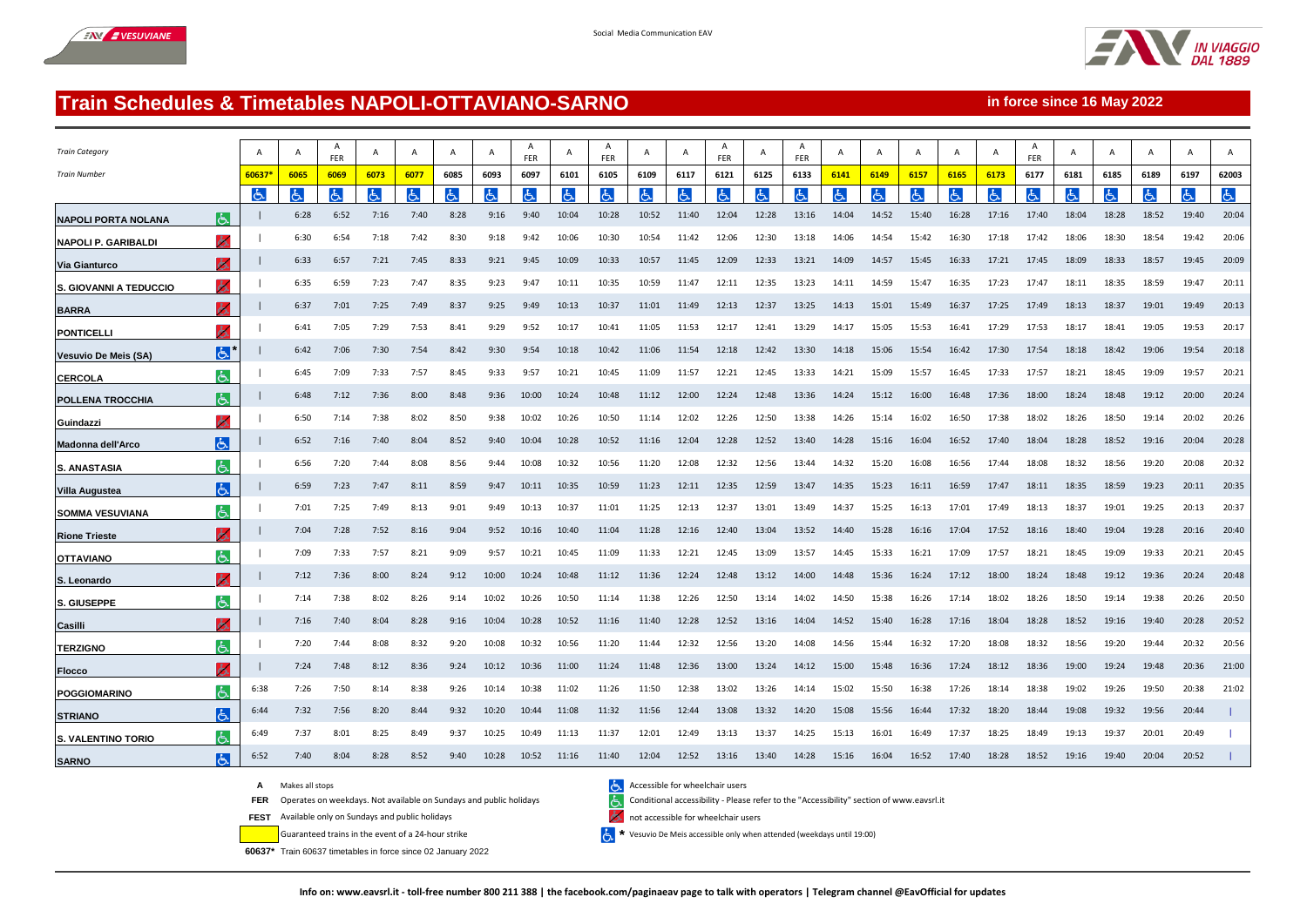# Train Schedules & Timetables NAPOLI-OTTAVIANO-SARNO

**in force since 16 May 2022**

| Train Category | | A | A | A FER | A | A | A | A | A FER | A | A FER | A | A | A FER | A | A FER | A | A | A | A | A | A FER | A | A | A | A | A |
|---|---|---|---|---|---|---|---|---|---|---|---|---|---|---|---|---|---|---|---|---|---|---|---|---|---|---|---|
| Train Number | | 60637* | 6065 | 6069 | 6073 | 6077 | 6085 | 6093 | 6097 | 6101 | 6105 | 6109 | 6117 | 6121 | 6125 | 6133 | 6141 | 6149 | 6157 | 6165 | 6173 | 6177 | 6181 | 6185 | 6189 | 6197 | 62003 |
| NAPOLI PORTA NOLANA | ♿ | \| | 6:28 | 6:52 | 7:16 | 7:40 | 8:28 | 9:16 | 9:40 | 10:04 | 10:28 | 10:52 | 11:40 | 12:04 | 12:28 | 13:16 | 14:04 | 14:52 | 15:40 | 16:28 | 17:16 | 17:40 | 18:04 | 18:28 | 18:52 | 19:40 | 20:04 |
| NAPOLI P. GARIBALDI | not accessible | \| | 6:30 | 6:54 | 7:18 | 7:42 | 8:30 | 9:18 | 9:42 | 10:06 | 10:30 | 10:54 | 11:42 | 12:06 | 12:30 | 13:18 | 14:06 | 14:54 | 15:42 | 16:30 | 17:18 | 17:42 | 18:06 | 18:30 | 18:54 | 19:42 | 20:06 |
| Via Gianturco | not accessible | \| | 6:33 | 6:57 | 7:21 | 7:45 | 8:33 | 9:21 | 9:45 | 10:09 | 10:33 | 10:57 | 11:45 | 12:09 | 12:33 | 13:21 | 14:09 | 14:57 | 15:45 | 16:33 | 17:21 | 17:45 | 18:09 | 18:33 | 18:57 | 19:45 | 20:09 |
| S. GIOVANNI A TEDUCCIO | not accessible | \| | 6:35 | 6:59 | 7:23 | 7:47 | 8:35 | 9:23 | 9:47 | 10:11 | 10:35 | 10:59 | 11:47 | 12:11 | 12:35 | 13:23 | 14:11 | 14:59 | 15:47 | 16:35 | 17:23 | 17:47 | 18:11 | 18:35 | 18:59 | 19:47 | 20:11 |
| BARRA | not accessible | \| | 6:37 | 7:01 | 7:25 | 7:49 | 8:37 | 9:25 | 9:49 | 10:13 | 10:37 | 11:01 | 11:49 | 12:13 | 12:37 | 13:25 | 14:13 | 15:01 | 15:49 | 16:37 | 17:25 | 17:49 | 18:13 | 18:37 | 19:01 | 19:49 | 20:13 |
| PONTICELLI | not accessible | \| | 6:41 | 7:05 | 7:29 | 7:53 | 8:41 | 9:29 | 9:52 | 10:17 | 10:41 | 11:05 | 11:53 | 12:17 | 12:41 | 13:29 | 14:17 | 15:05 | 15:53 | 16:41 | 17:29 | 17:53 | 18:17 | 18:41 | 19:05 | 19:53 | 20:17 |
| Vesuvio De Meis (SA) | ♿* | \| | 6:42 | 7:06 | 7:30 | 7:54 | 8:42 | 9:30 | 9:54 | 10:18 | 10:42 | 11:06 | 11:54 | 12:18 | 12:42 | 13:30 | 14:18 | 15:06 | 15:54 | 16:42 | 17:30 | 17:54 | 18:18 | 18:42 | 19:06 | 19:54 | 20:18 |
| CERCOLA | ♿ | \| | 6:45 | 7:09 | 7:33 | 7:57 | 8:45 | 9:33 | 9:57 | 10:21 | 10:45 | 11:09 | 11:57 | 12:21 | 12:45 | 13:33 | 14:21 | 15:09 | 15:57 | 16:45 | 17:33 | 17:57 | 18:21 | 18:45 | 19:09 | 19:57 | 20:21 |
| POLLENA TROCCHIA | ♿ | \| | 6:48 | 7:12 | 7:36 | 8:00 | 8:48 | 9:36 | 10:00 | 10:24 | 10:48 | 11:12 | 12:00 | 12:24 | 12:48 | 13:36 | 14:24 | 15:12 | 16:00 | 16:48 | 17:36 | 18:00 | 18:24 | 18:48 | 19:12 | 20:00 | 20:24 |
| Guindazzi | not accessible | \| | 6:50 | 7:14 | 7:38 | 8:02 | 8:50 | 9:38 | 10:02 | 10:26 | 10:50 | 11:14 | 12:02 | 12:26 | 12:50 | 13:38 | 14:26 | 15:14 | 16:02 | 16:50 | 17:38 | 18:02 | 18:26 | 18:50 | 19:14 | 20:02 | 20:26 |
| Madonna dell'Arco | ♿ | \| | 6:52 | 7:16 | 7:40 | 8:04 | 8:52 | 9:40 | 10:04 | 10:28 | 10:52 | 11:16 | 12:04 | 12:28 | 12:52 | 13:40 | 14:28 | 15:16 | 16:04 | 16:52 | 17:40 | 18:04 | 18:28 | 18:52 | 19:16 | 20:04 | 20:28 |
| S. ANASTASIA | ♿ | \| | 6:56 | 7:20 | 7:44 | 8:08 | 8:56 | 9:44 | 10:08 | 10:32 | 10:56 | 11:20 | 12:08 | 12:32 | 12:56 | 13:44 | 14:32 | 15:20 | 16:08 | 16:56 | 17:44 | 18:08 | 18:32 | 18:56 | 19:20 | 20:08 | 20:32 |
| Villa Augustea | ♿ | \| | 6:59 | 7:23 | 7:47 | 8:11 | 8:59 | 9:47 | 10:11 | 10:35 | 10:59 | 11:23 | 12:11 | 12:35 | 12:59 | 13:47 | 14:35 | 15:23 | 16:11 | 16:59 | 17:47 | 18:11 | 18:35 | 18:59 | 19:23 | 20:11 | 20:35 |
| SOMMA VESUVIANA | ♿ | \| | 7:01 | 7:25 | 7:49 | 8:13 | 9:01 | 9:49 | 10:13 | 10:37 | 11:01 | 11:25 | 12:13 | 12:37 | 13:01 | 13:49 | 14:37 | 15:25 | 16:13 | 17:01 | 17:49 | 18:13 | 18:37 | 19:01 | 19:25 | 20:13 | 20:37 |
| Rione Trieste | not accessible | \| | 7:04 | 7:28 | 7:52 | 8:16 | 9:04 | 9:52 | 10:16 | 10:40 | 11:04 | 11:28 | 12:16 | 12:40 | 13:04 | 13:52 | 14:40 | 15:28 | 16:16 | 17:04 | 17:52 | 18:16 | 18:40 | 19:04 | 19:28 | 20:16 | 20:40 |
| OTTAVIANO | ♿ | \| | 7:09 | 7:33 | 7:57 | 8:21 | 9:09 | 9:57 | 10:21 | 10:45 | 11:09 | 11:33 | 12:21 | 12:45 | 13:09 | 13:57 | 14:45 | 15:33 | 16:21 | 17:09 | 17:57 | 18:21 | 18:45 | 19:09 | 19:33 | 20:21 | 20:45 |
| S. Leonardo | not accessible | \| | 7:12 | 7:36 | 8:00 | 8:24 | 9:12 | 10:00 | 10:24 | 10:48 | 11:12 | 11:36 | 12:24 | 12:48 | 13:12 | 14:00 | 14:48 | 15:36 | 16:24 | 17:12 | 18:00 | 18:24 | 18:48 | 19:12 | 19:36 | 20:24 | 20:48 |
| S. GIUSEPPE | ♿ | \| | 7:14 | 7:38 | 8:02 | 8:26 | 9:14 | 10:02 | 10:26 | 10:50 | 11:14 | 11:38 | 12:26 | 12:50 | 13:14 | 14:02 | 14:50 | 15:38 | 16:26 | 17:14 | 18:02 | 18:26 | 18:50 | 19:14 | 19:38 | 20:26 | 20:50 |
| Casilli | not accessible | \| | 7:16 | 7:40 | 8:04 | 8:28 | 9:16 | 10:04 | 10:28 | 10:52 | 11:16 | 11:40 | 12:28 | 12:52 | 13:16 | 14:04 | 14:52 | 15:40 | 16:28 | 17:16 | 18:04 | 18:28 | 18:52 | 19:16 | 19:40 | 20:28 | 20:52 |
| TERZIGNO | ♿ | \| | 7:20 | 7:44 | 8:08 | 8:32 | 9:20 | 10:08 | 10:32 | 10:56 | 11:20 | 11:44 | 12:32 | 12:56 | 13:20 | 14:08 | 14:56 | 15:44 | 16:32 | 17:20 | 18:08 | 18:32 | 18:56 | 19:20 | 19:44 | 20:32 | 20:56 |
| Flocco | not accessible | \| | 7:24 | 7:48 | 8:12 | 8:36 | 9:24 | 10:12 | 10:36 | 11:00 | 11:24 | 11:48 | 12:36 | 13:00 | 13:24 | 14:12 | 15:00 | 15:48 | 16:36 | 17:24 | 18:12 | 18:36 | 19:00 | 19:24 | 19:48 | 20:36 | 21:00 |
| POGGIOMARINO | ♿ | 6:38 | 7:26 | 7:50 | 8:14 | 8:38 | 9:26 | 10:14 | 10:38 | 11:02 | 11:26 | 11:50 | 12:38 | 13:02 | 13:26 | 14:14 | 15:02 | 15:50 | 16:38 | 17:26 | 18:14 | 18:38 | 19:02 | 19:26 | 19:50 | 20:38 | 21:02 |
| STRIANO | ♿ | 6:44 | 7:32 | 7:56 | 8:20 | 8:44 | 9:32 | 10:20 | 10:44 | 11:08 | 11:32 | 11:56 | 12:44 | 13:08 | 13:32 | 14:20 | 15:08 | 15:56 | 16:44 | 17:32 | 18:20 | 18:44 | 19:08 | 19:32 | 19:56 | 20:44 | \| |
| S. VALENTINO TORIO | ♿ | 6:49 | 7:37 | 8:01 | 8:25 | 8:49 | 9:37 | 10:25 | 10:49 | 11:13 | 11:37 | 12:01 | 12:49 | 13:13 | 13:37 | 14:25 | 15:13 | 16:01 | 16:49 | 17:37 | 18:25 | 18:49 | 19:13 | 19:37 | 20:01 | 20:49 | \| |
| SARNO | ♿ | 6:52 | 7:40 | 8:04 | 8:28 | 8:52 | 9:40 | 10:28 | 10:52 | 11:16 | 11:40 | 12:04 | 12:52 | 13:16 | 13:40 | 14:28 | 15:16 | 16:04 | 16:52 | 17:40 | 18:28 | 18:52 | 19:16 | 19:40 | 20:04 | 20:52 | \| |

**A** Makes all stops

**FER** Operates on weekdays. Not available on Sundays and public holidays

**FEST** Available only on Sundays and public holidays

Guaranteed trains in the event of a 24-hour strike (highlighted in yellow: 6141, 6149, 6157, 6165, 6173)

**60637*** Train 60637 timetables in force since 02 January 2022

♿ Accessible for wheelchair users

♿ Conditional accessibility - Please refer to the "Accessibility" section of www.eavsrl.it

not accessible for wheelchair users

♿ * Vesuvio De Meis accessible only when attended (weekdays until 19:00)

**Info on: www.eavsrl.it - toll-free number 800 211 388 | the facebook.com/paginaeav page to talk with operators | Telegram channel @EavOfficial for updates**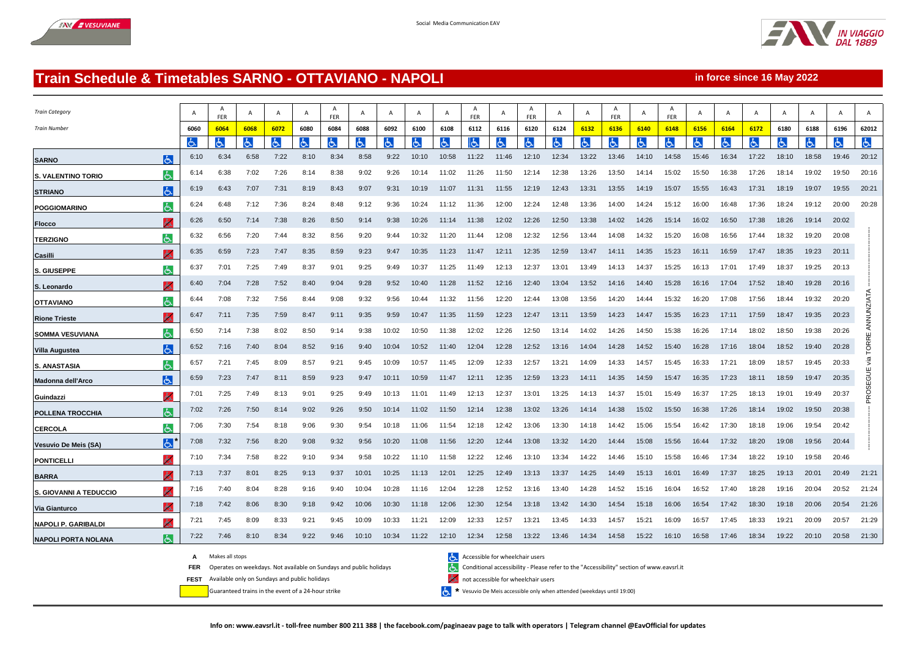# Train Schedule & Timetables SARNO - OTTAVIANO - NAPOLI

**in force since 16 May 2022**

| Train Category | | A | A FER | A | A | A | A FER | A | A | A | A | A FER | A | A FER | A | A | A FER | A | A FER | A | A | A | A | A | A | A |
|---|---|---|---|---|---|---|---|---|---|---|---|---|---|---|---|---|---|---|---|---|---|---|---|---|---|---|
| Train Number | | 6060 | 6064 | 6068 | 6072 | 6080 | 6084 | 6088 | 6092 | 6100 | 6108 | 6112 | 6116 | 6120 | 6124 | 6132 | 6136 | 6140 | 6148 | 6156 | 6164 | 6172 | 6180 | 6188 | 6196 | 62012 |
| | | ♿ | ♿ | ♿ | ♿ | ♿ | ♿ | ♿ | ♿ | ♿ | ♿ | ♿ | ♿ | ♿ | ♿ | ♿ | ♿ | ♿ | ♿ | ♿ | ♿ | ♿ | ♿ | ♿ | ♿ | ♿ |
| SARNO | ♿ | 6:10 | 6:34 | 6:58 | 7:22 | 8:10 | 8:34 | 8:58 | 9:22 | 10:10 | 10:58 | 11:22 | 11:46 | 12:10 | 12:34 | 13:22 | 13:46 | 14:10 | 14:58 | 15:46 | 16:34 | 17:22 | 18:10 | 18:58 | 19:46 | 20:12 |
| S. VALENTINO TORIO | ♿ | 6:14 | 6:38 | 7:02 | 7:26 | 8:14 | 8:38 | 9:02 | 9:26 | 10:14 | 11:02 | 11:26 | 11:50 | 12:14 | 12:38 | 13:26 | 13:50 | 14:14 | 15:02 | 15:50 | 16:38 | 17:26 | 18:14 | 19:02 | 19:50 | 20:16 |
| STRIANO | ♿ | 6:19 | 6:43 | 7:07 | 7:31 | 8:19 | 8:43 | 9:07 | 9:31 | 10:19 | 11:07 | 11:31 | 11:55 | 12:19 | 12:43 | 13:31 | 13:55 | 14:19 | 15:07 | 15:55 | 16:43 | 17:31 | 18:19 | 19:07 | 19:55 | 20:21 |
| POGGIOMARINO | ♿ | 6:24 | 6:48 | 7:12 | 7:36 | 8:24 | 8:48 | 9:12 | 9:36 | 10:24 | 11:12 | 11:36 | 12:00 | 12:24 | 12:48 | 13:36 | 14:00 | 14:24 | 15:12 | 16:00 | 16:48 | 17:36 | 18:24 | 19:12 | 20:00 | 20:28 |
| Flocco | not accessible | 6:26 | 6:50 | 7:14 | 7:38 | 8:26 | 8:50 | 9:14 | 9:38 | 10:26 | 11:14 | 11:38 | 12:02 | 12:26 | 12:50 | 13:38 | 14:02 | 14:26 | 15:14 | 16:02 | 16:50 | 17:38 | 18:26 | 19:14 | 20:02 | PROSEGUE via TORRE ANNUNZIATA |
| TERZIGNO | ♿ | 6:32 | 6:56 | 7:20 | 7:44 | 8:32 | 8:56 | 9:20 | 9:44 | 10:32 | 11:20 | 11:44 | 12:08 | 12:32 | 12:56 | 13:44 | 14:08 | 14:32 | 15:20 | 16:08 | 16:56 | 17:44 | 18:32 | 19:20 | 20:08 | |
| Casilli | not accessible | 6:35 | 6:59 | 7:23 | 7:47 | 8:35 | 8:59 | 9:23 | 9:47 | 10:35 | 11:23 | 11:47 | 12:11 | 12:35 | 12:59 | 13:47 | 14:11 | 14:35 | 15:23 | 16:11 | 16:59 | 17:47 | 18:35 | 19:23 | 20:11 | |
| S. GIUSEPPE | ♿ | 6:37 | 7:01 | 7:25 | 7:49 | 8:37 | 9:01 | 9:25 | 9:49 | 10:37 | 11:25 | 11:49 | 12:13 | 12:37 | 13:01 | 13:49 | 14:13 | 14:37 | 15:25 | 16:13 | 17:01 | 17:49 | 18:37 | 19:25 | 20:13 | |
| S. Leonardo | not accessible | 6:40 | 7:04 | 7:28 | 7:52 | 8:40 | 9:04 | 9:28 | 9:52 | 10:40 | 11:28 | 11:52 | 12:16 | 12:40 | 13:04 | 13:52 | 14:16 | 14:40 | 15:28 | 16:16 | 17:04 | 17:52 | 18:40 | 19:28 | 20:16 | |
| OTTAVIANO | ♿ | 6:44 | 7:08 | 7:32 | 7:56 | 8:44 | 9:08 | 9:32 | 9:56 | 10:44 | 11:32 | 11:56 | 12:20 | 12:44 | 13:08 | 13:56 | 14:20 | 14:44 | 15:32 | 16:20 | 17:08 | 17:56 | 18:44 | 19:32 | 20:20 | |
| Rione Trieste | not accessible | 6:47 | 7:11 | 7:35 | 7:59 | 8:47 | 9:11 | 9:35 | 9:59 | 10:47 | 11:35 | 11:59 | 12:23 | 12:47 | 13:11 | 13:59 | 14:23 | 14:47 | 15:35 | 16:23 | 17:11 | 17:59 | 18:47 | 19:35 | 20:23 | |
| SOMMA VESUVIANA | ♿ | 6:50 | 7:14 | 7:38 | 8:02 | 8:50 | 9:14 | 9:38 | 10:02 | 10:50 | 11:38 | 12:02 | 12:26 | 12:50 | 13:14 | 14:02 | 14:26 | 14:50 | 15:38 | 16:26 | 17:14 | 18:02 | 18:50 | 19:38 | 20:26 | |
| Villa Augustea | ♿ | 6:52 | 7:16 | 7:40 | 8:04 | 8:52 | 9:16 | 9:40 | 10:04 | 10:52 | 11:40 | 12:04 | 12:28 | 12:52 | 13:16 | 14:04 | 14:28 | 14:52 | 15:40 | 16:28 | 17:16 | 18:04 | 18:52 | 19:40 | 20:28 | |
| S. ANASTASIA | ♿ | 6:57 | 7:21 | 7:45 | 8:09 | 8:57 | 9:21 | 9:45 | 10:09 | 10:57 | 11:45 | 12:09 | 12:33 | 12:57 | 13:21 | 14:09 | 14:33 | 14:57 | 15:45 | 16:33 | 17:21 | 18:09 | 18:57 | 19:45 | 20:33 | |
| Madonna dell'Arco | ♿ | 6:59 | 7:23 | 7:47 | 8:11 | 8:59 | 9:23 | 9:47 | 10:11 | 10:59 | 11:47 | 12:11 | 12:35 | 12:59 | 13:23 | 14:11 | 14:35 | 14:59 | 15:47 | 16:35 | 17:23 | 18:11 | 18:59 | 19:47 | 20:35 | |
| Guindazzi | not accessible | 7:01 | 7:25 | 7:49 | 8:13 | 9:01 | 9:25 | 9:49 | 10:13 | 11:01 | 11:49 | 12:13 | 12:37 | 13:01 | 13:25 | 14:13 | 14:37 | 15:01 | 15:49 | 16:37 | 17:25 | 18:13 | 19:01 | 19:49 | 20:37 | |
| POLLENA TROCCHIA | ♿ | 7:02 | 7:26 | 7:50 | 8:14 | 9:02 | 9:26 | 9:50 | 10:14 | 11:02 | 11:50 | 12:14 | 12:38 | 13:02 | 13:26 | 14:14 | 14:38 | 15:02 | 15:50 | 16:38 | 17:26 | 18:14 | 19:02 | 19:50 | 20:38 | |
| CERCOLA | ♿ | 7:06 | 7:30 | 7:54 | 8:18 | 9:06 | 9:30 | 9:54 | 10:18 | 11:06 | 11:54 | 12:18 | 12:42 | 13:06 | 13:30 | 14:18 | 14:42 | 15:06 | 15:54 | 16:42 | 17:30 | 18:18 | 19:06 | 19:54 | 20:42 | |
| Vesuvio De Meis (SA) | ♿* | 7:08 | 7:32 | 7:56 | 8:20 | 9:08 | 9:32 | 9:56 | 10:20 | 11:08 | 11:56 | 12:20 | 12:44 | 13:08 | 13:32 | 14:20 | 14:44 | 15:08 | 15:56 | 16:44 | 17:32 | 18:20 | 19:08 | 19:56 | 20:44 | |
| PONTICELLI | not accessible | 7:10 | 7:34 | 7:58 | 8:22 | 9:10 | 9:34 | 9:58 | 10:22 | 11:10 | 11:58 | 12:22 | 12:46 | 13:10 | 13:34 | 14:22 | 14:46 | 15:10 | 15:58 | 16:46 | 17:34 | 18:22 | 19:10 | 19:58 | 20:46 | |
| BARRA | not accessible | 7:13 | 7:37 | 8:01 | 8:25 | 9:13 | 9:37 | 10:01 | 10:25 | 11:13 | 12:01 | 12:25 | 12:49 | 13:13 | 13:37 | 14:25 | 14:49 | 15:13 | 16:01 | 16:49 | 17:37 | 18:25 | 19:13 | 20:01 | 20:49 | 21:21 |
| S. GIOVANNI A TEDUCCIO | not accessible | 7:16 | 7:40 | 8:04 | 8:28 | 9:16 | 9:40 | 10:04 | 10:28 | 11:16 | 12:04 | 12:28 | 12:52 | 13:16 | 13:40 | 14:28 | 14:52 | 15:16 | 16:04 | 16:52 | 17:40 | 18:28 | 19:16 | 20:04 | 20:52 | 21:24 |
| Via Gianturco | not accessible | 7:18 | 7:42 | 8:06 | 8:30 | 9:18 | 9:42 | 10:06 | 10:30 | 11:18 | 12:06 | 12:30 | 12:54 | 13:18 | 13:42 | 14:30 | 14:54 | 15:18 | 16:06 | 16:54 | 17:42 | 18:30 | 19:18 | 20:06 | 20:54 | 21:26 |
| NAPOLI P. GARIBALDI | not accessible | 7:21 | 7:45 | 8:09 | 8:33 | 9:21 | 9:45 | 10:09 | 10:33 | 11:21 | 12:09 | 12:33 | 12:57 | 13:21 | 13:45 | 14:33 | 14:57 | 15:21 | 16:09 | 16:57 | 17:45 | 18:33 | 19:21 | 20:09 | 20:57 | 21:29 |
| NAPOLI PORTA NOLANA | ♿ | 7:22 | 7:46 | 8:10 | 8:34 | 9:22 | 9:46 | 10:10 | 10:34 | 11:22 | 12:10 | 12:34 | 12:58 | 13:22 | 13:46 | 14:34 | 14:58 | 15:22 | 16:10 | 16:58 | 17:46 | 18:34 | 19:22 | 20:10 | 20:58 | 21:30 |

**A** Makes all stops

**FER** Operates on weekdays. Not available on Sundays and public holidays

**FEST** Available only on Sundays and public holidays

(highlighted) Guaranteed trains in the event of a 24-hour strike

♿ Accessible for wheelchair users

♿ Conditional accessibility - Please refer to the "Accessibility" section of www.eavsrl.it

not accessible for wheelchair users

♿ * Vesuvio De Meis accessible only when attended (weekdays until 19:00)

**Info on: www.eavsrl.it - toll-free number 800 211 388 | the facebook.com/paginaeav page to talk with operators | Telegram channel @EavOfficial for updates**